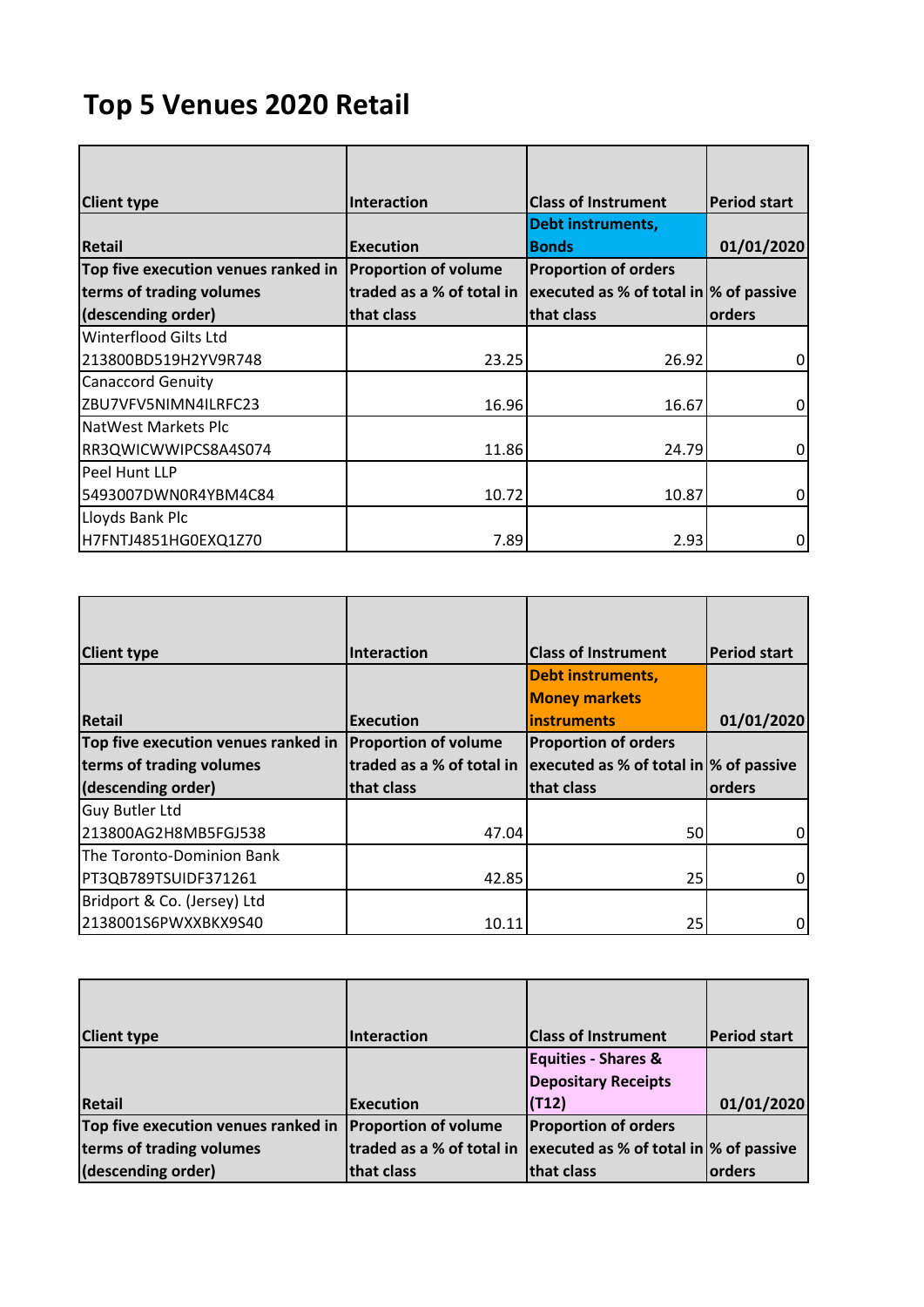# Top 5 Venues 2020 Retail

| Client type | Interaction | Class of Instrument | Period start |
|---|---|---|---|
| Retail | Execution | Debt instruments, Bonds | 01/01/2020 |
| Top five execution venues ranked in terms of trading volumes (descending order) | Proportion of volume traded as a % of total in that class | Proportion of orders executed as % of total in that class | % of passive orders |
| Winterflood Gilts Ltd 213800BD519H2YV9R748 | 23.25 | 26.92 | 0 |
| Canaccord Genuity ZBU7VFV5NIMN4ILRFC23 | 16.96 | 16.67 | 0 |
| NatWest Markets Plc RR3QWICWWIPCS8A4S074 | 11.86 | 24.79 | 0 |
| Peel Hunt LLP 5493007DWN0R4YBM4C84 | 10.72 | 10.87 | 0 |
| Lloyds Bank Plc H7FNTJ4851HG0EXQ1Z70 | 7.89 | 2.93 | 0 |

| Client type | Interaction | Class of Instrument | Period start |
|---|---|---|---|
| Retail | Execution | Debt instruments, Money markets instruments | 01/01/2020 |
| Top five execution venues ranked in terms of trading volumes (descending order) | Proportion of volume traded as a % of total in that class | Proportion of orders executed as % of total in that class | % of passive orders |
| Guy Butler Ltd 213800AG2H8MB5FGJ538 | 47.04 | 50 | 0 |
| The Toronto-Dominion Bank PT3QB789TSUIDF371261 | 42.85 | 25 | 0 |
| Bridport & Co. (Jersey) Ltd 2138001S6PWXXBKX9S40 | 10.11 | 25 | 0 |

| Client type | Interaction | Class of Instrument | Period start |
|---|---|---|---|
| Retail | Execution | Equities - Shares & Depositary Receipts (T12) | 01/01/2020 |
| Top five execution venues ranked in terms of trading volumes (descending order) | Proportion of volume traded as a % of total in that class | Proportion of orders executed as % of total in that class | % of passive orders |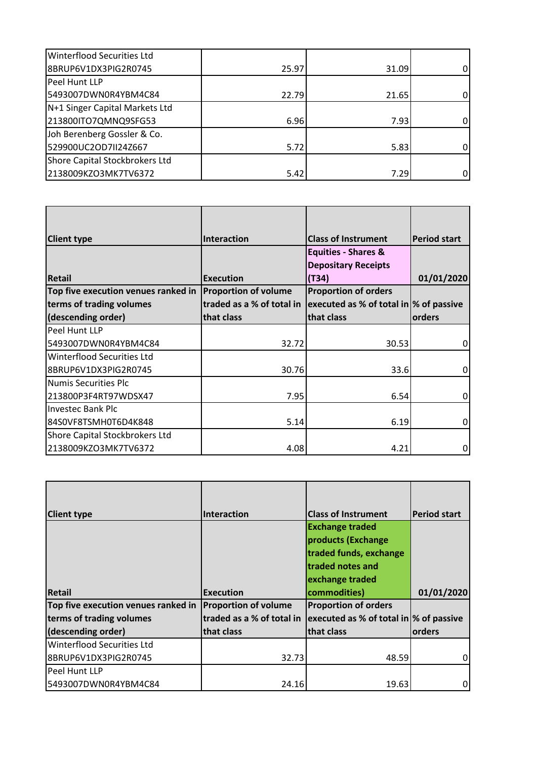| | | | |
|---|---|---|---|
| Winterflood Securities Ltd 8BRUP6V1DX3PIG2R0745 | 25.97 | 31.09 | 0 |
| Peel Hunt LLP 5493007DWN0R4YBM4C84 | 22.79 | 21.65 | 0 |
| N+1 Singer Capital Markets Ltd 213800ITO7QMNQ9SFG53 | 6.96 | 7.93 | 0 |
| Joh Berenberg Gossler & Co. 529900UC2OD7II24Z667 | 5.72 | 5.83 | 0 |
| Shore Capital Stockbrokers Ltd 2138009KZO3MK7TV6372 | 5.42 | 7.29 | 0 |

| **Client type** | **Interaction** | **Class of Instrument** | **Period start** |
|---|---|---|---|
| **Retail** | **Execution** | **Equities - Shares & Depositary Receipts (T34)** | **01/01/2020** |
| **Top five execution venues ranked in terms of trading volumes (descending order)** | **Proportion of volume traded as a % of total in that class** | **Proportion of orders executed as % of total in that class** | **% of passive orders** |
| Peel Hunt LLP 5493007DWN0R4YBM4C84 | 32.72 | 30.53 | 0 |
| Winterflood Securities Ltd 8BRUP6V1DX3PIG2R0745 | 30.76 | 33.6 | 0 |
| Numis Securities Plc 213800P3F4RT97WDSX47 | 7.95 | 6.54 | 0 |
| Investec Bank Plc 84S0VF8TSMH0T6D4K848 | 5.14 | 6.19 | 0 |
| Shore Capital Stockbrokers Ltd 2138009KZO3MK7TV6372 | 4.08 | 4.21 | 0 |

| **Client type** | **Interaction** | **Class of Instrument** | **Period start** |
|---|---|---|---|
| **Retail** | **Execution** | **Exchange traded products (Exchange traded funds, exchange traded notes and exchange traded commodities)** | **01/01/2020** |
| **Top five execution venues ranked in terms of trading volumes (descending order)** | **Proportion of volume traded as a % of total in that class** | **Proportion of orders executed as % of total in that class** | **% of passive orders** |
| Winterflood Securities Ltd 8BRUP6V1DX3PIG2R0745 | 32.73 | 48.59 | 0 |
| Peel Hunt LLP 5493007DWN0R4YBM4C84 | 24.16 | 19.63 | 0 |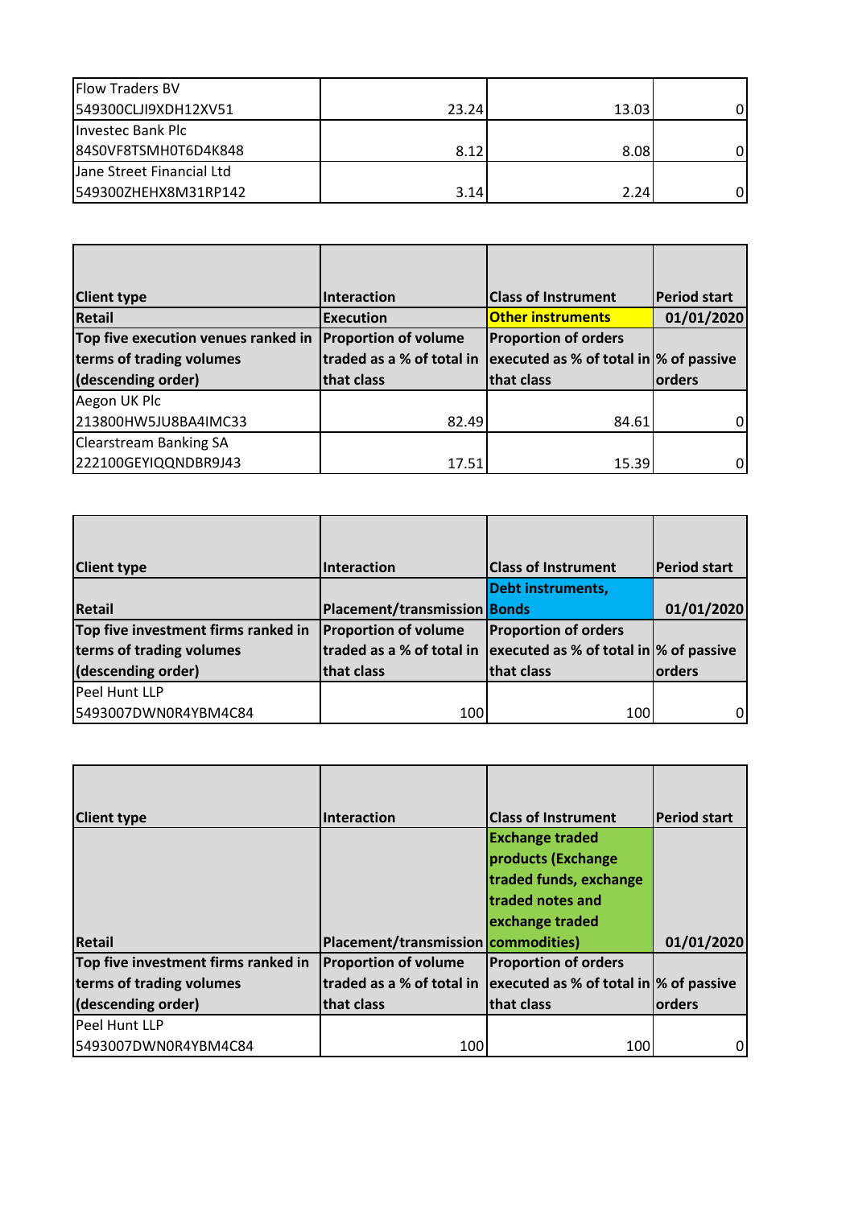| | | | |
|---|---|---|---|
| Flow Traders BV 549300CLJI9XDH12XV51 | 23.24 | 13.03 | 0 |
| Investec Bank Plc 84S0VF8TSMH0T6D4K848 | 8.12 | 8.08 | 0 |
| Jane Street Financial Ltd 549300ZHEHX8M31RP142 | 3.14 | 2.24 | 0 |

| **Client type** | **Interaction** | **Class of Instrument** | **Period start** |
|---|---|---|---|
| **Retail** | **Execution** | **Other instruments** | **01/01/2020** |
| **Top five execution venues ranked in terms of trading volumes (descending order)** | **Proportion of volume traded as a % of total in that class** | **Proportion of orders executed as % of total in that class** | **% of passive orders** |
| Aegon UK Plc 213800HW5JU8BA4IMC33 | 82.49 | 84.61 | 0 |
| Clearstream Banking SA 222100GEYIQQNDBR9J43 | 17.51 | 15.39 | 0 |

| **Client type** | **Interaction** | **Class of Instrument** | **Period start** |
|---|---|---|---|
| **Retail** | **Placement/transmission** | **Debt instruments, Bonds** | **01/01/2020** |
| **Top five investment firms ranked in terms of trading volumes (descending order)** | **Proportion of volume traded as a % of total in that class** | **Proportion of orders executed as % of total in that class** | **% of passive orders** |
| Peel Hunt LLP 5493007DWN0R4YBM4C84 | 100 | 100 | 0 |

| **Client type** | **Interaction** | **Class of Instrument** | **Period start** |
|---|---|---|---|
| **Retail** | **Placement/transmission** | **Exchange traded products (Exchange traded funds, exchange traded notes and exchange traded commodities)** | **01/01/2020** |
| **Top five investment firms ranked in terms of trading volumes (descending order)** | **Proportion of volume traded as a % of total in that class** | **Proportion of orders executed as % of total in that class** | **% of passive orders** |
| Peel Hunt LLP 5493007DWN0R4YBM4C84 | 100 | 100 | 0 |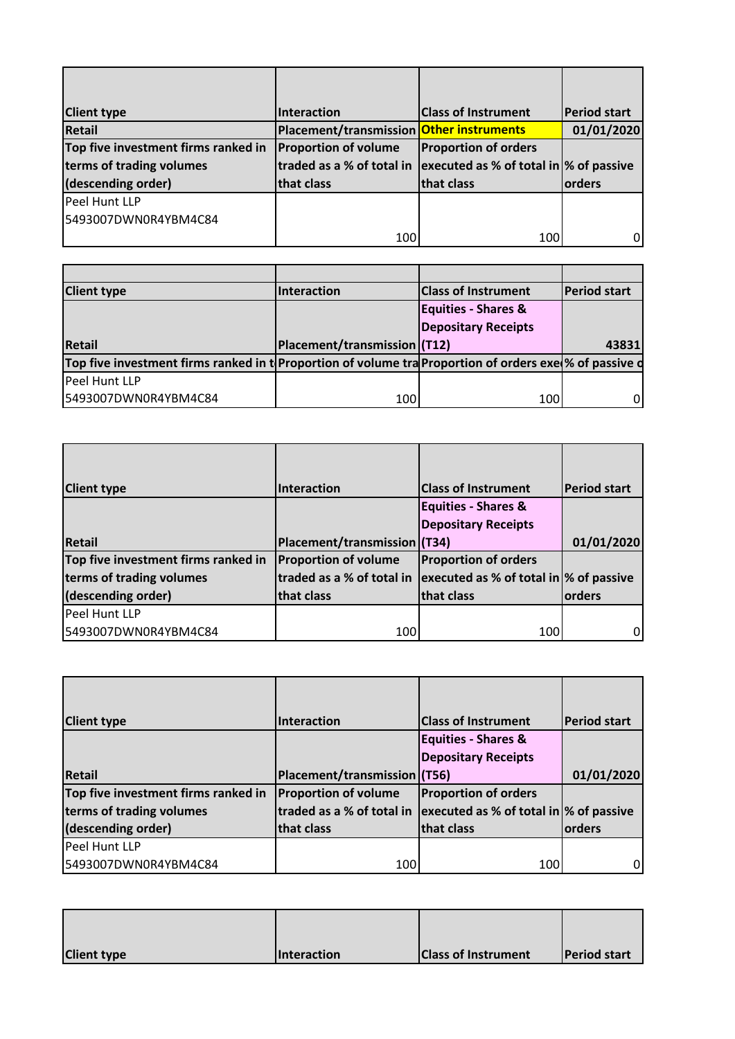| Client type | Interaction | Class of Instrument | Period start |
|---|---|---|---|
| Retail | Placement/transmission | Other instruments | 01/01/2020 |
| Top five investment firms ranked in terms of trading volumes (descending order) | Proportion of volume traded as a % of total in that class | Proportion of orders executed as % of total in that class | % of passive orders |
| Peel Hunt LLP 5493007DWN0R4YBM4C84 | 100 | 100 | 0 |

| Client type | Interaction | Class of Instrument | Period start |
|---|---|---|---|
| Retail | Placement/transmission | Equities - Shares & Depositary Receipts (T12) | 43831 |
| Top five investment firms ranked in t | Proportion of volume tra | Proportion of orders exe | % of passive o |
| Peel Hunt LLP 5493007DWN0R4YBM4C84 | 100 | 100 | 0 |

| Client type | Interaction | Class of Instrument | Period start |
|---|---|---|---|
| Retail | Placement/transmission | Equities - Shares & Depositary Receipts (T34) | 01/01/2020 |
| Top five investment firms ranked in terms of trading volumes (descending order) | Proportion of volume traded as a % of total in that class | Proportion of orders executed as % of total in that class | % of passive orders |
| Peel Hunt LLP 5493007DWN0R4YBM4C84 | 100 | 100 | 0 |

| Client type | Interaction | Class of Instrument | Period start |
|---|---|---|---|
| Retail | Placement/transmission | Equities - Shares & Depositary Receipts (T56) | 01/01/2020 |
| Top five investment firms ranked in terms of trading volumes (descending order) | Proportion of volume traded as a % of total in that class | Proportion of orders executed as % of total in that class | % of passive orders |
| Peel Hunt LLP 5493007DWN0R4YBM4C84 | 100 | 100 | 0 |

| Client type | Interaction | Class of Instrument | Period start |
|---|---|---|---|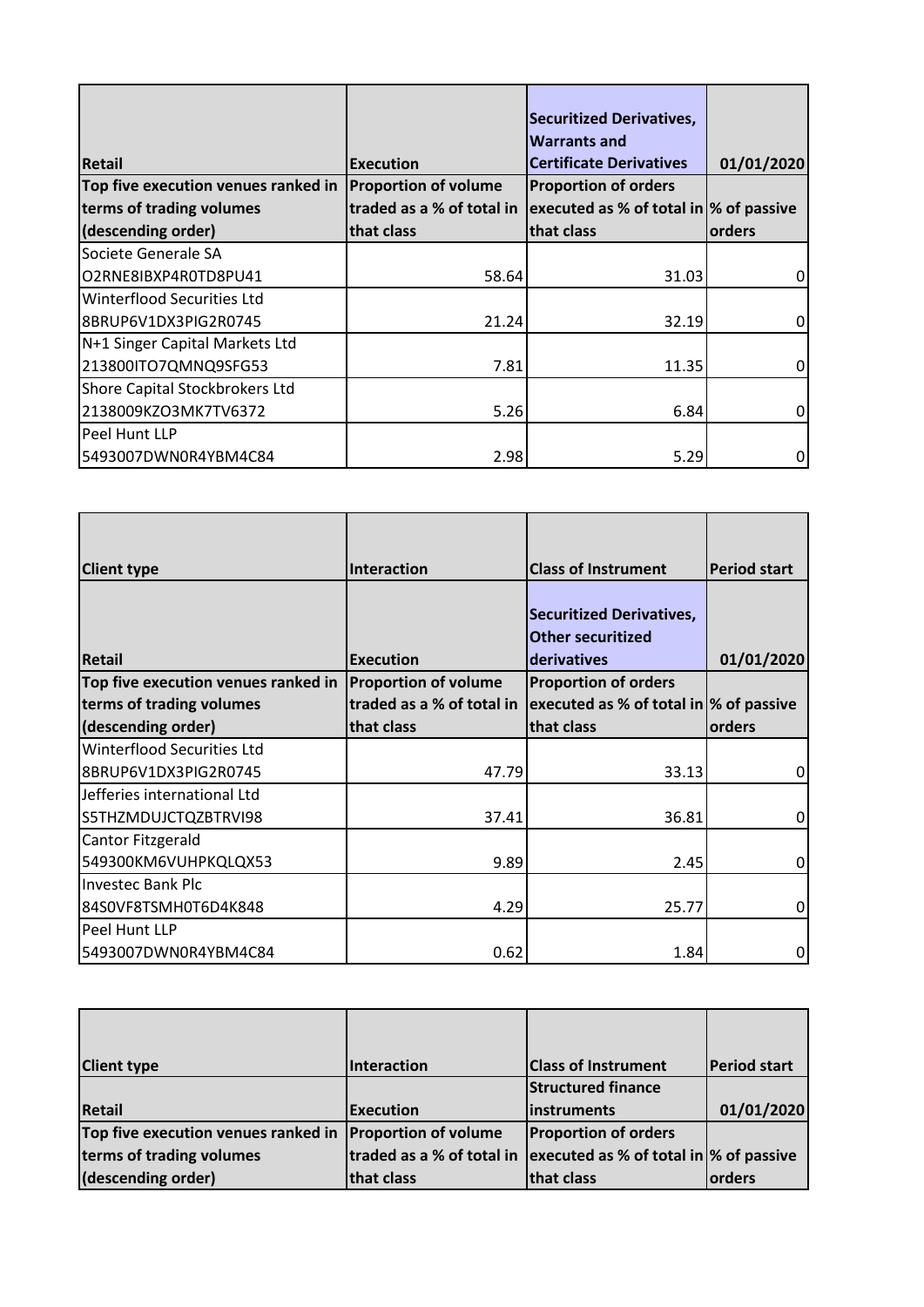| Retail | Execution | Securitized Derivatives, Warrants and Certificate Derivatives | 01/01/2020 |
|---|---|---|---|
| Top five execution venues ranked in terms of trading volumes (descending order) | Proportion of volume traded as a % of total in that class | Proportion of orders executed as % of total in that class | % of passive orders |
| Societe Generale SA O2RNE8IBXP4R0TD8PU41 | 58.64 | 31.03 | 0 |
| Winterflood Securities Ltd 8BRUP6V1DX3PIG2R0745 | 21.24 | 32.19 | 0 |
| N+1 Singer Capital Markets Ltd 213800ITO7QMNQ9SFG53 | 7.81 | 11.35 | 0 |
| Shore Capital Stockbrokers Ltd 2138009KZO3MK7TV6372 | 5.26 | 6.84 | 0 |
| Peel Hunt LLP 5493007DWN0R4YBM4C84 | 2.98 | 5.29 | 0 |

| Client type | Interaction | Class of Instrument | Period start |
|---|---|---|---|
| Retail | Execution | Securitized Derivatives, Other securitized derivatives | 01/01/2020 |
| Top five execution venues ranked in terms of trading volumes (descending order) | Proportion of volume traded as a % of total in that class | Proportion of orders executed as % of total in that class | % of passive orders |
| Winterflood Securities Ltd 8BRUP6V1DX3PIG2R0745 | 47.79 | 33.13 | 0 |
| Jefferies international Ltd S5THZMDUJCTQZBTRVI98 | 37.41 | 36.81 | 0 |
| Cantor Fitzgerald 549300KM6VUHPKQLQX53 | 9.89 | 2.45 | 0 |
| Investec Bank Plc 84S0VF8TSMH0T6D4K848 | 4.29 | 25.77 | 0 |
| Peel Hunt LLP 5493007DWN0R4YBM4C84 | 0.62 | 1.84 | 0 |

| Client type | Interaction | Class of Instrument | Period start |
|---|---|---|---|
| Retail | Execution | Structured finance instruments | 01/01/2020 |
| Top five execution venues ranked in terms of trading volumes (descending order) | Proportion of volume traded as a % of total in that class | Proportion of orders executed as % of total in that class | % of passive orders |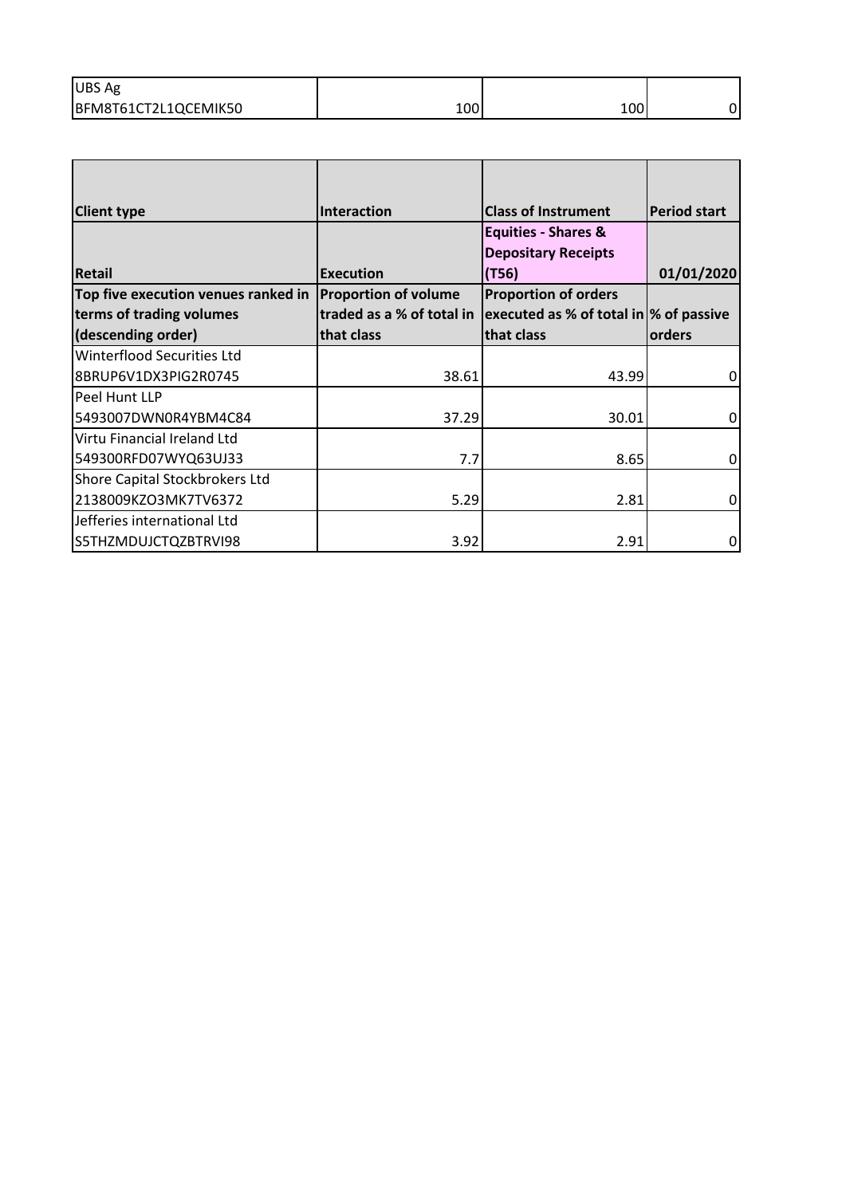| UBS Ag<br>BFM8T61CT2L1QCEMIK50 | 100 | 100 | 0 |
|---|---|---|---|

| Client type | Interaction | Class of Instrument | Period start |
|---|---|---|---|
| **Retail** | **Execution** | **Equities - Shares & Depositary Receipts (T56)** | **01/01/2020** |
| **Top five execution venues ranked in terms of trading volumes (descending order)** | **Proportion of volume traded as a % of total in that class** | **Proportion of orders executed as % of total in that class** | **% of passive orders** |
| Winterflood Securities Ltd<br>8BRUP6V1DX3PIG2R0745 | 38.61 | 43.99 | 0 |
| Peel Hunt LLP<br>5493007DWN0R4YBM4C84 | 37.29 | 30.01 | 0 |
| Virtu Financial Ireland Ltd<br>549300RFD07WYQ63UJ33 | 7.7 | 8.65 | 0 |
| Shore Capital Stockbrokers Ltd<br>2138009KZO3MK7TV6372 | 5.29 | 2.81 | 0 |
| Jefferies international Ltd<br>S5THZMDUJCTQZBTRVI98 | 3.92 | 2.91 | 0 |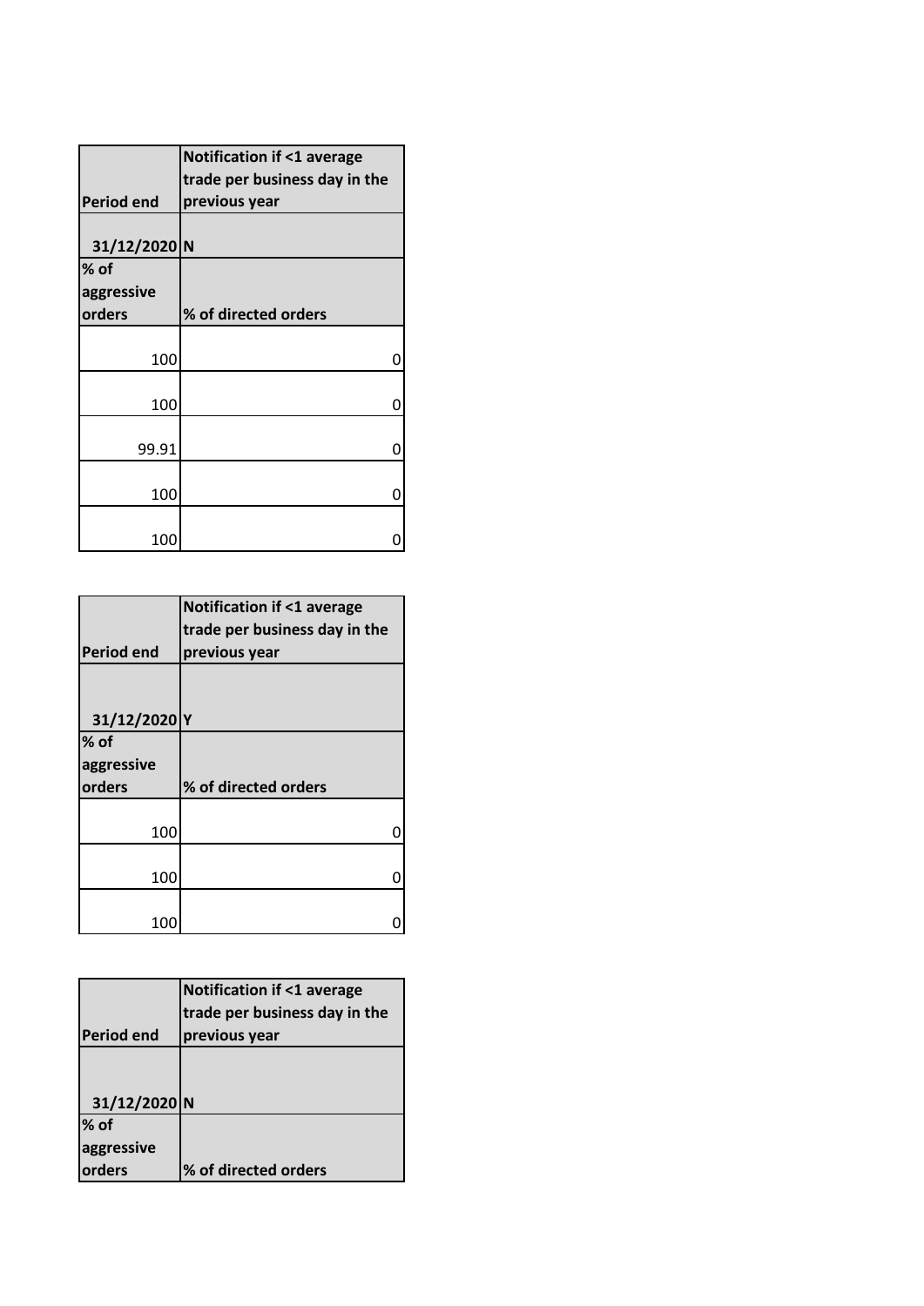| Period end | Notification if <1 average trade per business day in the previous year |
|---|---|
| 31/12/2020 | N |
| % of aggressive orders | % of directed orders |
| 100 | 0 |
| 100 | 0 |
| 99.91 | 0 |
| 100 | 0 |
| 100 | 0 |

| Period end | Notification if <1 average trade per business day in the previous year |
|---|---|
| 31/12/2020 | Y |
| % of aggressive orders | % of directed orders |
| 100 | 0 |
| 100 | 0 |
| 100 | 0 |

| Period end | Notification if <1 average trade per business day in the previous year |
|---|---|
| 31/12/2020 | N |
| % of aggressive orders | % of directed orders |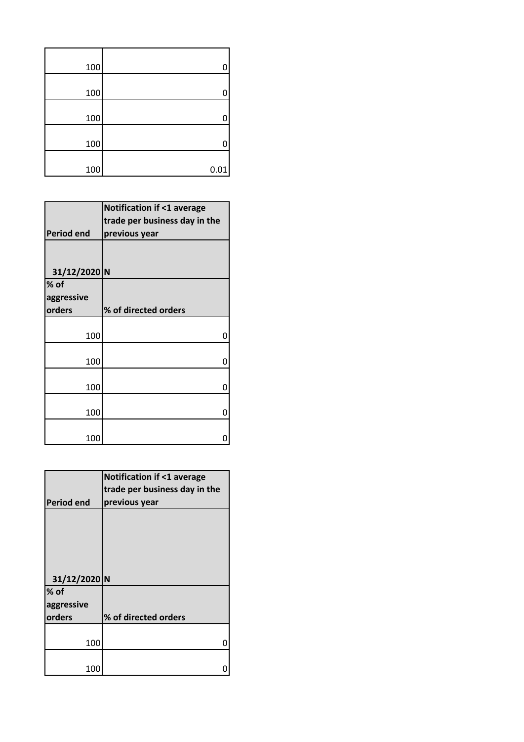| | |
|---|---|
| 100 | 0 |
| 100 | 0 |
| 100 | 0 |
| 100 | 0 |
| 100 | 0.01 |

| Period end | Notification if <1 average trade per business day in the previous year |
|---|---|
| 31/12/2020 | N |
| **% of aggressive orders** | **% of directed orders** |
| 100 | 0 |
| 100 | 0 |
| 100 | 0 |
| 100 | 0 |
| 100 | 0 |

| Period end | Notification if <1 average trade per business day in the previous year |
|---|---|
| 31/12/2020 | N |
| **% of aggressive orders** | **% of directed orders** |
| 100 | 0 |
| 100 | 0 |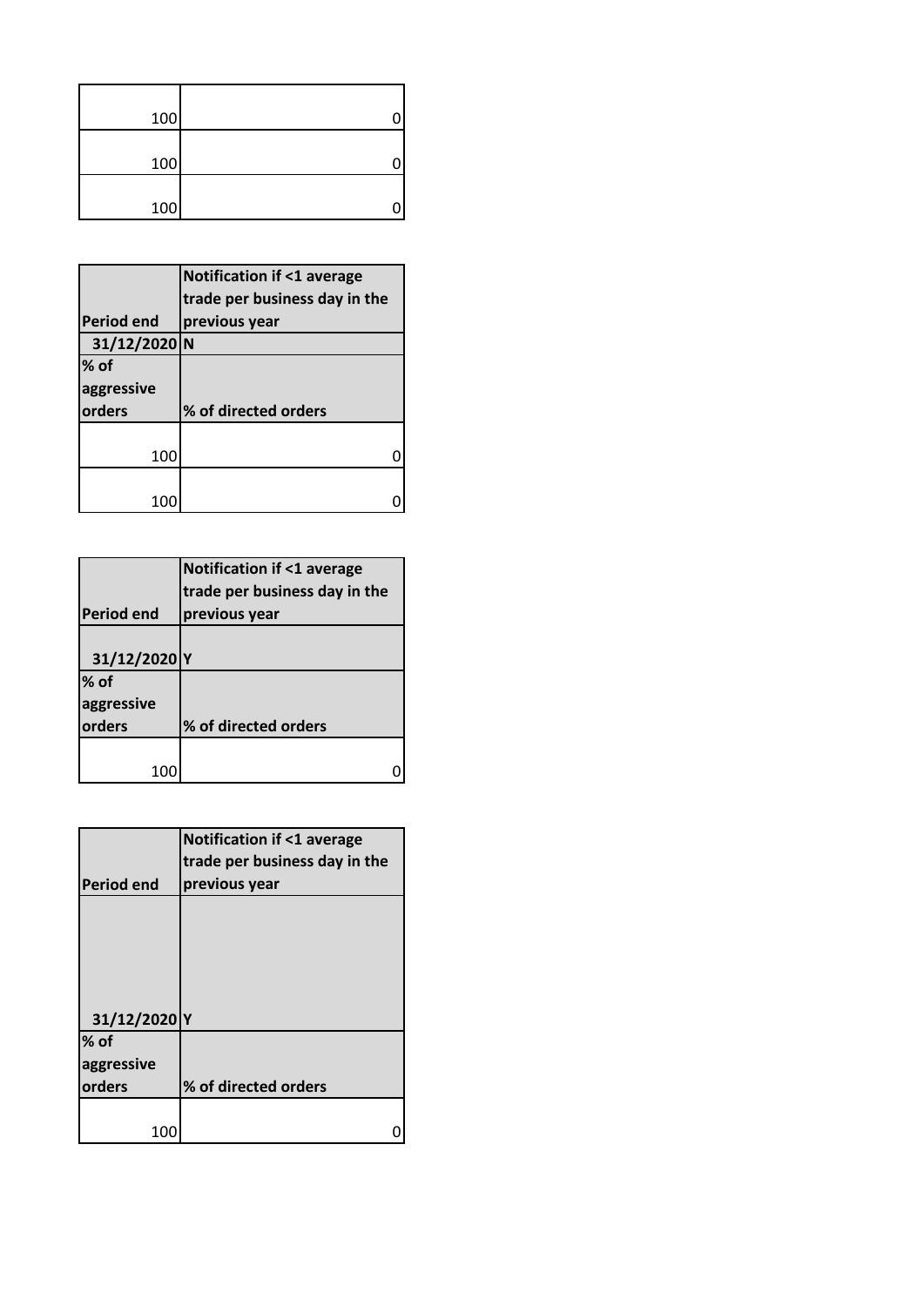| | |
|---|---|
| 100 | 0 |
| 100 | 0 |
| 100 | 0 |

| Period end | Notification if <1 average trade per business day in the previous year |
|---|---|
| 31/12/2020 | N |
| **% of aggressive orders** | **% of directed orders** |
| 100 | 0 |
| 100 | 0 |

| Period end | Notification if <1 average trade per business day in the previous year |
|---|---|
| 31/12/2020 | Y |
| **% of aggressive orders** | **% of directed orders** |
| 100 | 0 |

| Period end | Notification if <1 average trade per business day in the previous year |
|---|---|
| 31/12/2020 | Y |
| **% of aggressive orders** | **% of directed orders** |
| 100 | 0 |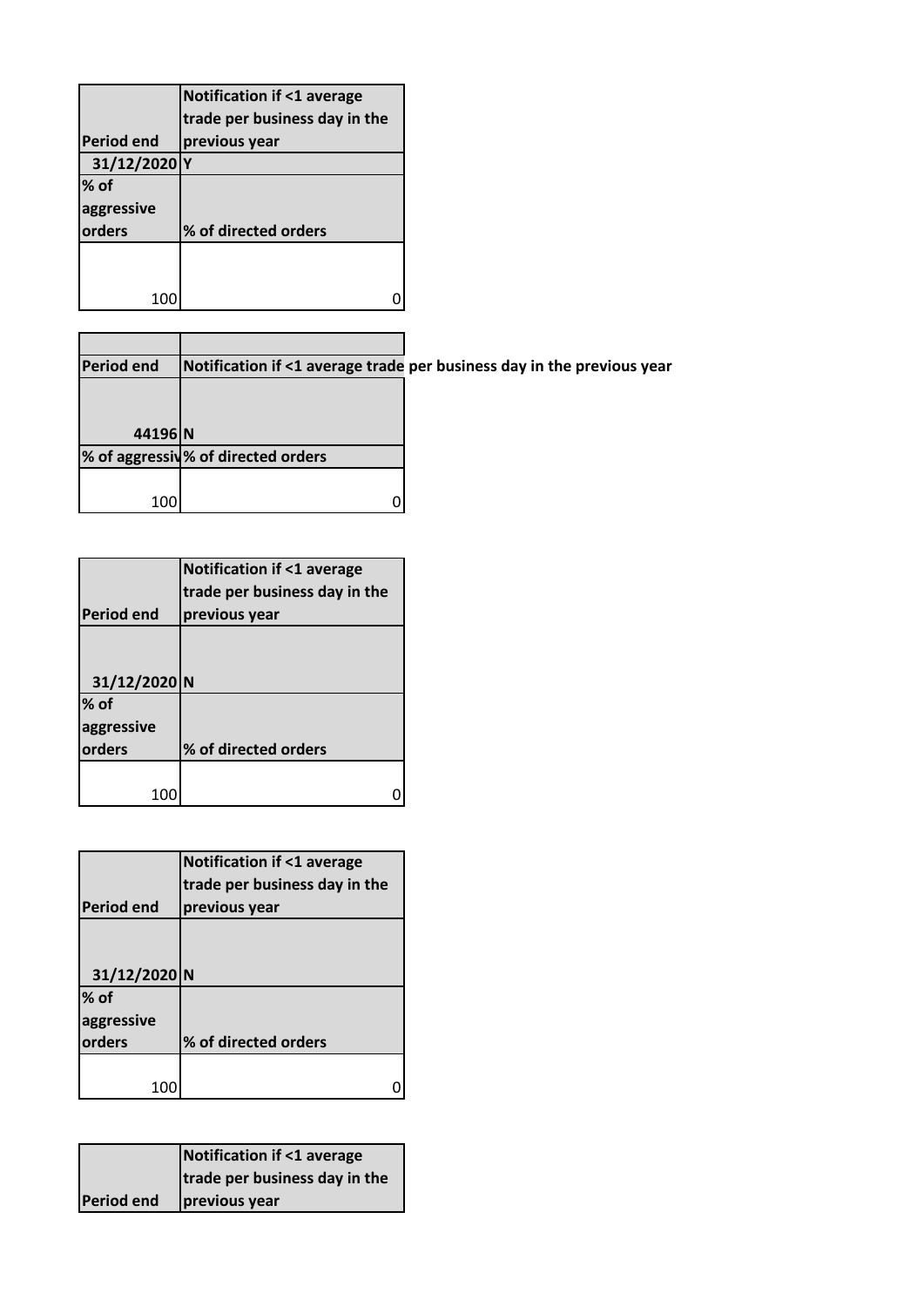| Period end | Notification if <1 average trade per business day in the previous year |
| --- | --- |
| 31/12/2020 | Y |
| % of aggressive orders | % of directed orders |
| 100 | 0 |

| | |
| --- | --- |
| Period end | Notification if <1 average trade per business day in the previous year |
| 44196 | N |
| % of aggressiv | % of directed orders |
| 100 | 0 |

| Period end | Notification if <1 average trade per business day in the previous year |
| --- | --- |
| 31/12/2020 | N |
| % of aggressive orders | % of directed orders |
| 100 | 0 |

| Period end | Notification if <1 average trade per business day in the previous year |
| --- | --- |
| 31/12/2020 | N |
| % of aggressive orders | % of directed orders |
| 100 | 0 |

| Period end | Notification if <1 average trade per business day in the previous year |
| --- | --- |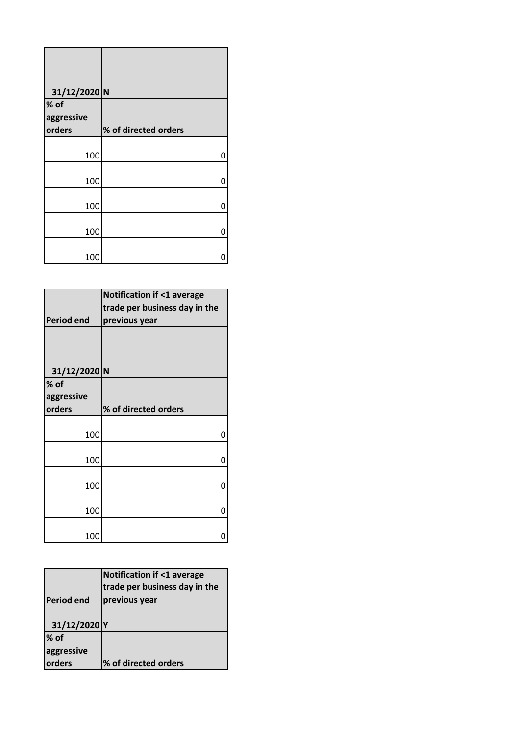| 31/12/2020 | N |
|---|---|
| % of aggressive orders | % of directed orders |
| 100 | 0 |
| 100 | 0 |
| 100 | 0 |
| 100 | 0 |
| 100 | 0 |

| Period end | Notification if <1 average trade per business day in the previous year |
|---|---|
| 31/12/2020 | N |
| % of aggressive orders | % of directed orders |
| 100 | 0 |
| 100 | 0 |
| 100 | 0 |
| 100 | 0 |
| 100 | 0 |

| Period end | Notification if <1 average trade per business day in the previous year |
|---|---|
| 31/12/2020 | Y |
| % of aggressive orders | % of directed orders |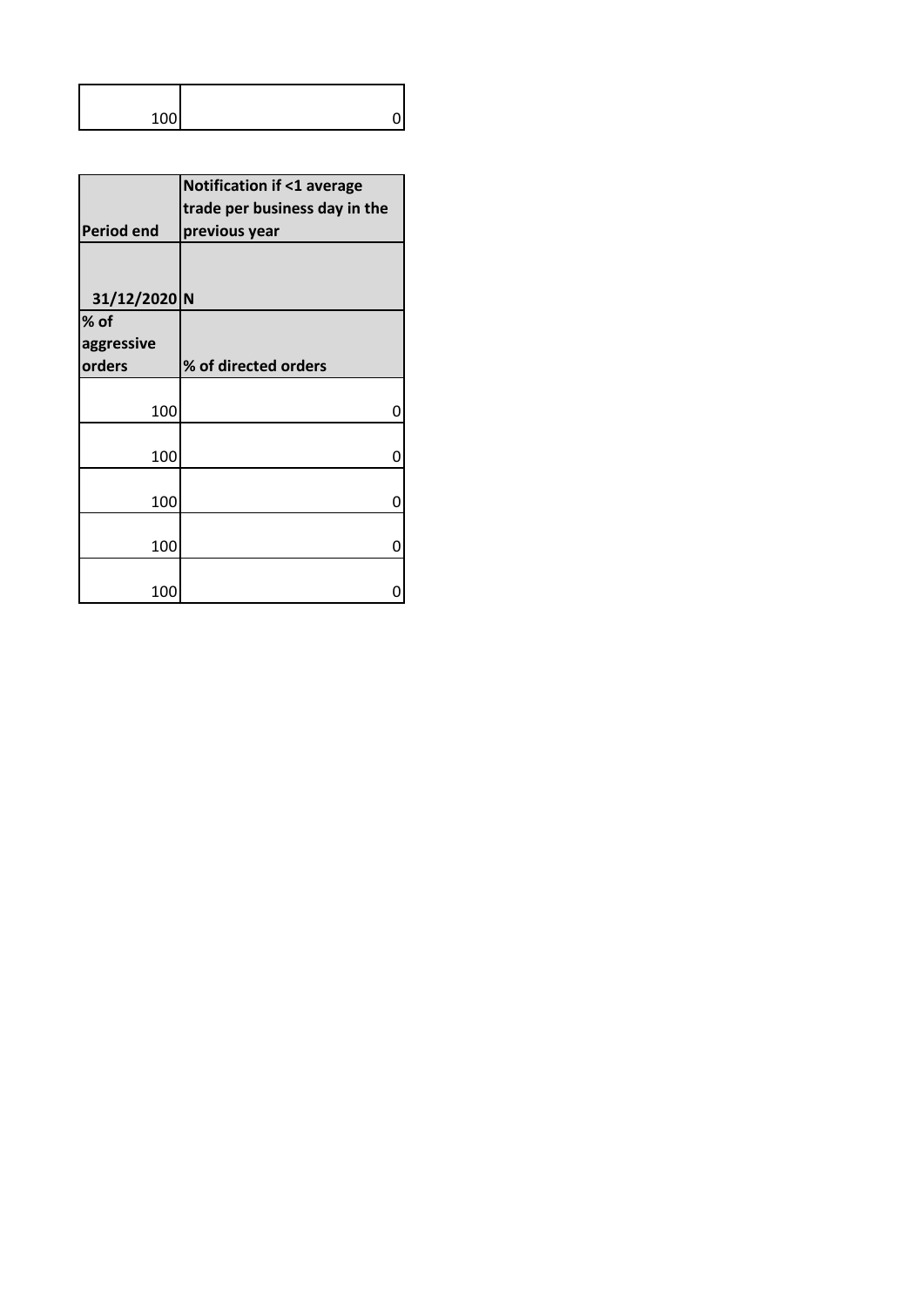| | |
|---|---|
| 100 | 0 |

| Period end | Notification if <1 average trade per business day in the previous year |
|---|---|
| 31/12/2020 | N |
| **% of aggressive orders** | **% of directed orders** |
| 100 | 0 |
| 100 | 0 |
| 100 | 0 |
| 100 | 0 |
| 100 | 0 |